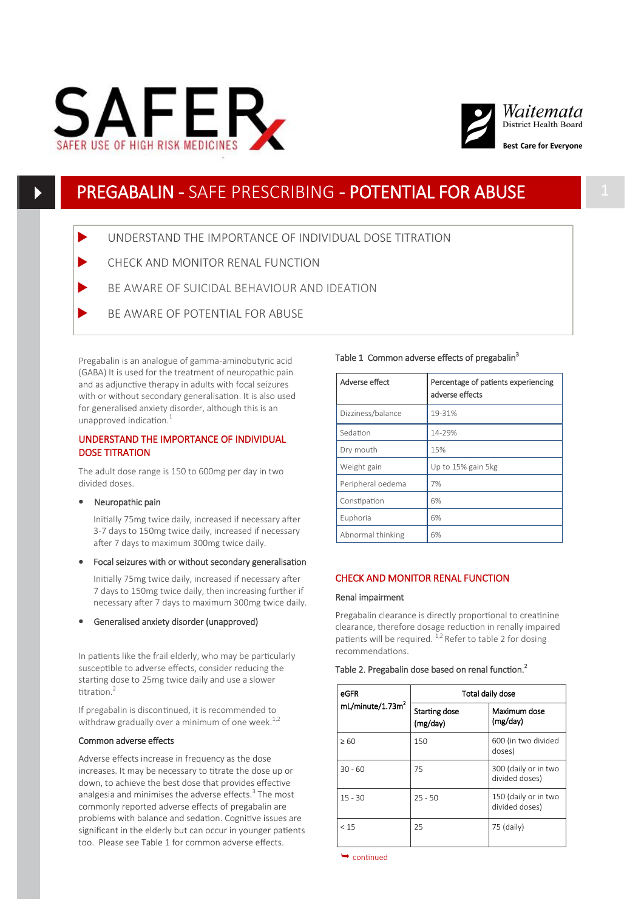SAFER

SAFER USE OF HIGH RISK MEDICINES

Waitemata District Health Board

Best Care for Everyone

# PREGABALIN - SAFE PRESCRIBING - POTENTIAL FOR ABUSE

- UNDERSTAND THE IMPORTANCE OF INDIVIDUAL DOSE TITRATION
- CHECK AND MONITOR RENAL FUNCTION
- BE AWARE OF SUICIDAL BEHAVIOUR AND IDEATION
- BE AWARE OF POTENTIAL FOR ABUSE

Pregabalin is an analogue of gamma-aminobutyric acid (GABA) It is used for the treatment of neuropathic pain and as adjunctive therapy in adults with focal seizures with or without secondary generalisation. It is also used for generalised anxiety disorder, although this is an unapproved indication.[1]

## UNDERSTAND THE IMPORTANCE OF INDIVIDUAL DOSE TITRATION

The adult dose range is 150 to 600mg per day in two divided doses.

- Neuropathic pain

  Initially 75mg twice daily, increased if necessary after 3-7 days to 150mg twice daily, increased if necessary after 7 days to maximum 300mg twice daily.

- Focal seizures with or without secondary generalisation

  Initially 75mg twice daily, increased if necessary after 7 days to 150mg twice daily, then increasing further if necessary after 7 days to maximum 300mg twice daily.

- Generalised anxiety disorder (unapproved)

In patients like the frail elderly, who may be particularly susceptible to adverse effects, consider reducing the starting dose to 25mg twice daily and use a slower titration.[2]

If pregabalin is discontinued, it is recommended to withdraw gradually over a minimum of one week.[1,2]

### Common adverse effects

Adverse effects increase in frequency as the dose increases. It may be necessary to titrate the dose up or down, to achieve the best dose that provides effective analgesia and minimises the adverse effects.[3] The most commonly reported adverse effects of pregabalin are problems with balance and sedation. Cognitive issues are significant in the elderly but can occur in younger patients too. Please see Table 1 for common adverse effects.

Table 1 Common adverse effects of pregabalin[3]

| Adverse effect | Percentage of patients experiencing adverse effects |
|---|---|
| Dizziness/balance | 19-31% |
| Sedation | 14-29% |
| Dry mouth | 15% |
| Weight gain | Up to 15% gain 5kg |
| Peripheral oedema | 7% |
| Constipation | 6% |
| Euphoria | 6% |
| Abnormal thinking | 6% |

## CHECK AND MONITOR RENAL FUNCTION

### Renal impairment

Pregabalin clearance is directly proportional to creatinine clearance, therefore dosage reduction in renally impaired patients will be required. [1,2] Refer to table 2 for dosing recommendations.

Table 2. Pregabalin dose based on renal function.[2]

| eGFR mL/minute/1.73m$^2$ | Total daily dose | |
|---|---|---|
| | Starting dose (mg/day) | Maximum dose (mg/day) |
| ≥ 60 | 150 | 600 (in two divided doses) |
| 30 - 60 | 75 | 300 (daily or in two divided doses) |
| 15 - 30 | 25 - 50 | 150 (daily or in two divided doses) |
| < 15 | 25 | 75 (daily) |

continued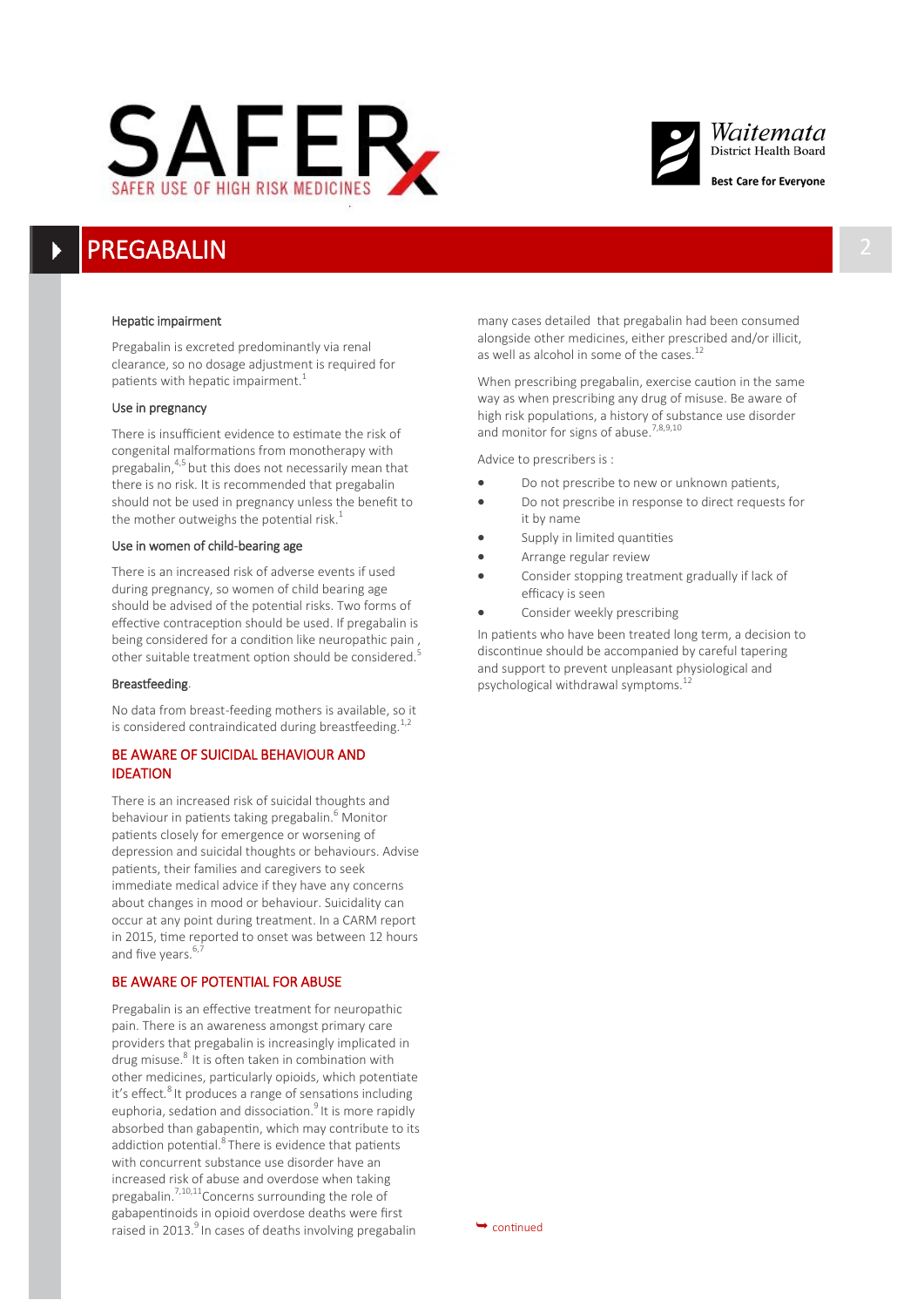# PREGABALIN

### Hepatic impairment

Pregabalin is excreted predominantly via renal clearance, so no dosage adjustment is required for patients with hepatic impairment.[1]

### Use in pregnancy

There is insufficient evidence to estimate the risk of congenital malformations from monotherapy with pregabalin,[4,5] but this does not necessarily mean that there is no risk. It is recommended that pregabalin should not be used in pregnancy unless the benefit to the mother outweighs the potential risk.[1]

### Use in women of child-bearing age

There is an increased risk of adverse events if used during pregnancy, so women of child bearing age should be advised of the potential risks. Two forms of effective contraception should be used. If pregabalin is being considered for a condition like neuropathic pain , other suitable treatment option should be considered.[5]

### Breastfeeding.

No data from breast-feeding mothers is available, so it is considered contraindicated during breastfeeding.[1,2]

## BE AWARE OF SUICIDAL BEHAVIOUR AND IDEATION

There is an increased risk of suicidal thoughts and behaviour in patients taking pregabalin.[6] Monitor patients closely for emergence or worsening of depression and suicidal thoughts or behaviours. Advise patients, their families and caregivers to seek immediate medical advice if they have any concerns about changes in mood or behaviour. Suicidality can occur at any point during treatment. In a CARM report in 2015, time reported to onset was between 12 hours and five years.[6,7]

## BE AWARE OF POTENTIAL FOR ABUSE

Pregabalin is an effective treatment for neuropathic pain. There is an awareness amongst primary care providers that pregabalin is increasingly implicated in drug misuse.[8] It is often taken in combination with other medicines, particularly opioids, which potentiate it's effect.[8] It produces a range of sensations including euphoria, sedation and dissociation.[9] It is more rapidly absorbed than gabapentin, which may contribute to its addiction potential.[8] There is evidence that patients with concurrent substance use disorder have an increased risk of abuse and overdose when taking pregabalin.[7,10,11] Concerns surrounding the role of gabapentinoids in opioid overdose deaths were first raised in 2013.[9] In cases of deaths involving pregabalin many cases detailed that pregabalin had been consumed alongside other medicines, either prescribed and/or illicit, as well as alcohol in some of the cases.[12]

When prescribing pregabalin, exercise caution in the same way as when prescribing any drug of misuse. Be aware of high risk populations, a history of substance use disorder and monitor for signs of abuse.[7,8,9,10]

Advice to prescribers is :

- Do not prescribe to new or unknown patients,
- Do not prescribe in response to direct requests for it by name
- Supply in limited quantities
- Arrange regular review
- Consider stopping treatment gradually if lack of efficacy is seen
- Consider weekly prescribing

In patients who have been treated long term, a decision to discontinue should be accompanied by careful tapering and support to prevent unpleasant physiological and psychological withdrawal symptoms.[12]

➥ continued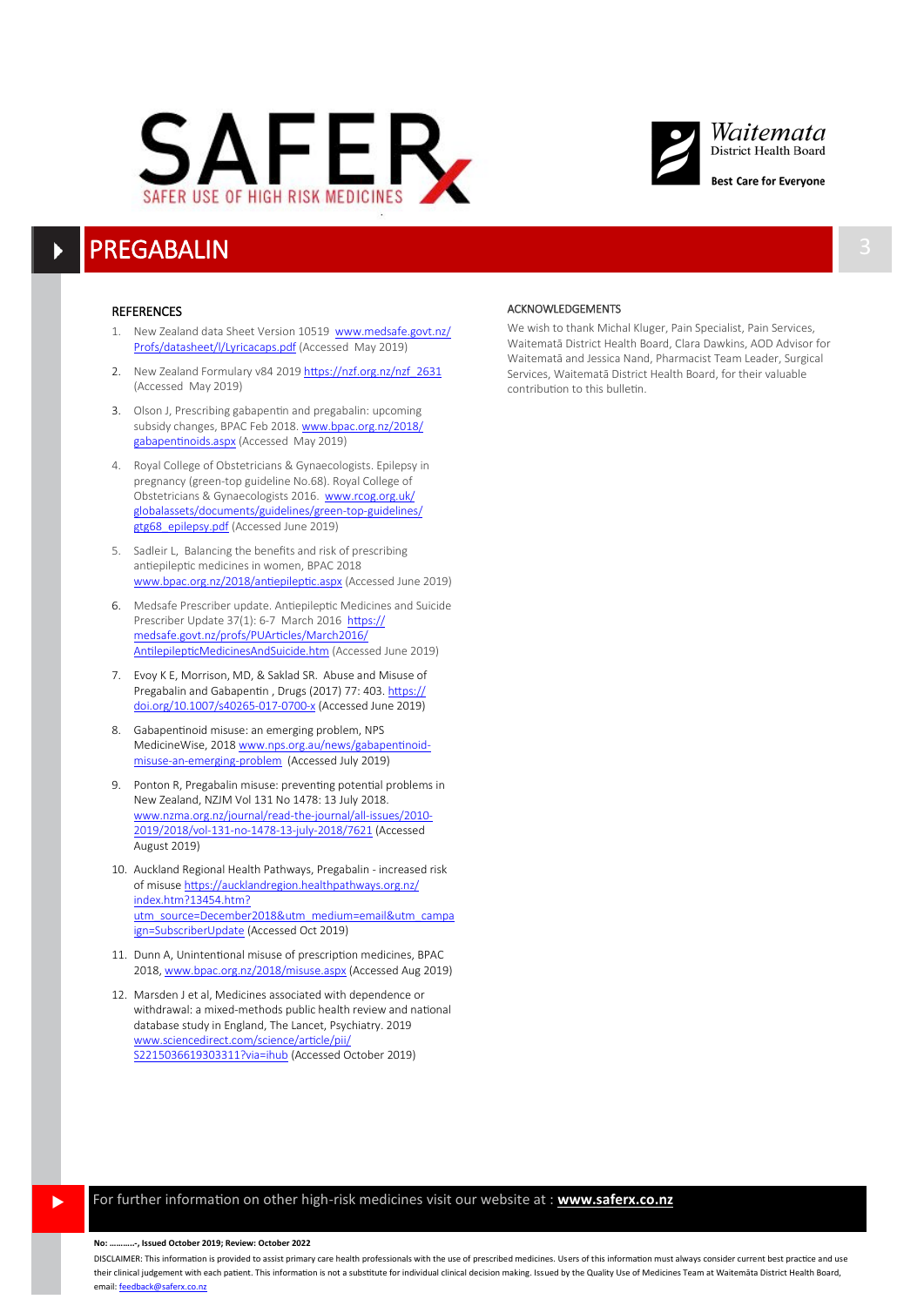# PREGABALIN

## REFERENCES

1. New Zealand data Sheet Version 10519 www.medsafe.govt.nz/Profs/datasheet/l/Lyricacaps.pdf (Accessed May 2019)
2. New Zealand Formulary v84 2019 https://nzf.org.nz/nzf_2631 (Accessed May 2019)
3. Olson J, Prescribing gabapentin and pregabalin: upcoming subsidy changes, BPAC Feb 2018. www.bpac.org.nz/2018/gabapentinoids.aspx (Accessed May 2019)
4. Royal College of Obstetricians & Gynaecologists. Epilepsy in pregnancy (green-top guideline No.68). Royal College of Obstetricians & Gynaecologists 2016. www.rcog.org.uk/globalassets/documents/guidelines/green-top-guidelines/gtg68_epilepsy.pdf (Accessed June 2019)
5. Sadleir L, Balancing the benefits and risk of prescribing antiepileptic medicines in women, BPAC 2018 www.bpac.org.nz/2018/antiepileptic.aspx (Accessed June 2019)
6. Medsafe Prescriber update. Antiepileptic Medicines and Suicide Prescriber Update 37(1): 6-7 March 2016 https://medsafe.govt.nz/profs/PUArticles/March2016/AntilepilepticMedicinesAndSuicide.htm (Accessed June 2019)
7. Evoy K E, Morrison, MD, & Saklad SR. Abuse and Misuse of Pregabalin and Gabapentin , Drugs (2017) 77: 403. https://doi.org/10.1007/s40265-017-0700-x (Accessed June 2019)
8. Gabapentinoid misuse: an emerging problem, NPS MedicineWise, 2018 www.nps.org.au/news/gabapentinoid-misuse-an-emerging-problem (Accessed July 2019)
9. Ponton R, Pregabalin misuse: preventing potential problems in New Zealand, NZJM Vol 131 No 1478: 13 July 2018. www.nzma.org.nz/journal/read-the-journal/all-issues/2010-2019/2018/vol-131-no-1478-13-july-2018/7621 (Accessed August 2019)
10. Auckland Regional Health Pathways, Pregabalin - increased risk of misuse https://aucklandregion.healthpathways.org.nz/index.htm?13454.htm?utm_source=December2018&utm_medium=email&utm_campaign=SubscriberUpdate (Accessed Oct 2019)
11. Dunn A, Unintentional misuse of prescription medicines, BPAC 2018, www.bpac.org.nz/2018/misuse.aspx (Accessed Aug 2019)
12. Marsden J et al, Medicines associated with dependence or withdrawal: a mixed-methods public health review and national database study in England, The Lancet, Psychiatry. 2019 www.sciencedirect.com/science/article/pii/S2215036619303311?via=ihub (Accessed October 2019)

## ACKNOWLEDGEMENTS

We wish to thank Michal Kluger, Pain Specialist, Pain Services, Waitematā District Health Board, Clara Dawkins, AOD Advisor for Waitematā and Jessica Nand, Pharmacist Team Leader, Surgical Services, Waitematā District Health Board, for their valuable contribution to this bulletin.

For further information on other high-risk medicines visit our website at : **www.saferx.co.nz**

**No: ……….-, Issued October 2019; Review: October 2022**

DISCLAIMER: This information is provided to assist primary care health professionals with the use of prescribed medicines. Users of this information must always consider current best practice and use their clinical judgement with each patient. This information is not a substitute for individual clinical decision making. Issued by the Quality Use of Medicines Team at Waitematā District Health Board, email: feedback@saferx.co.nz